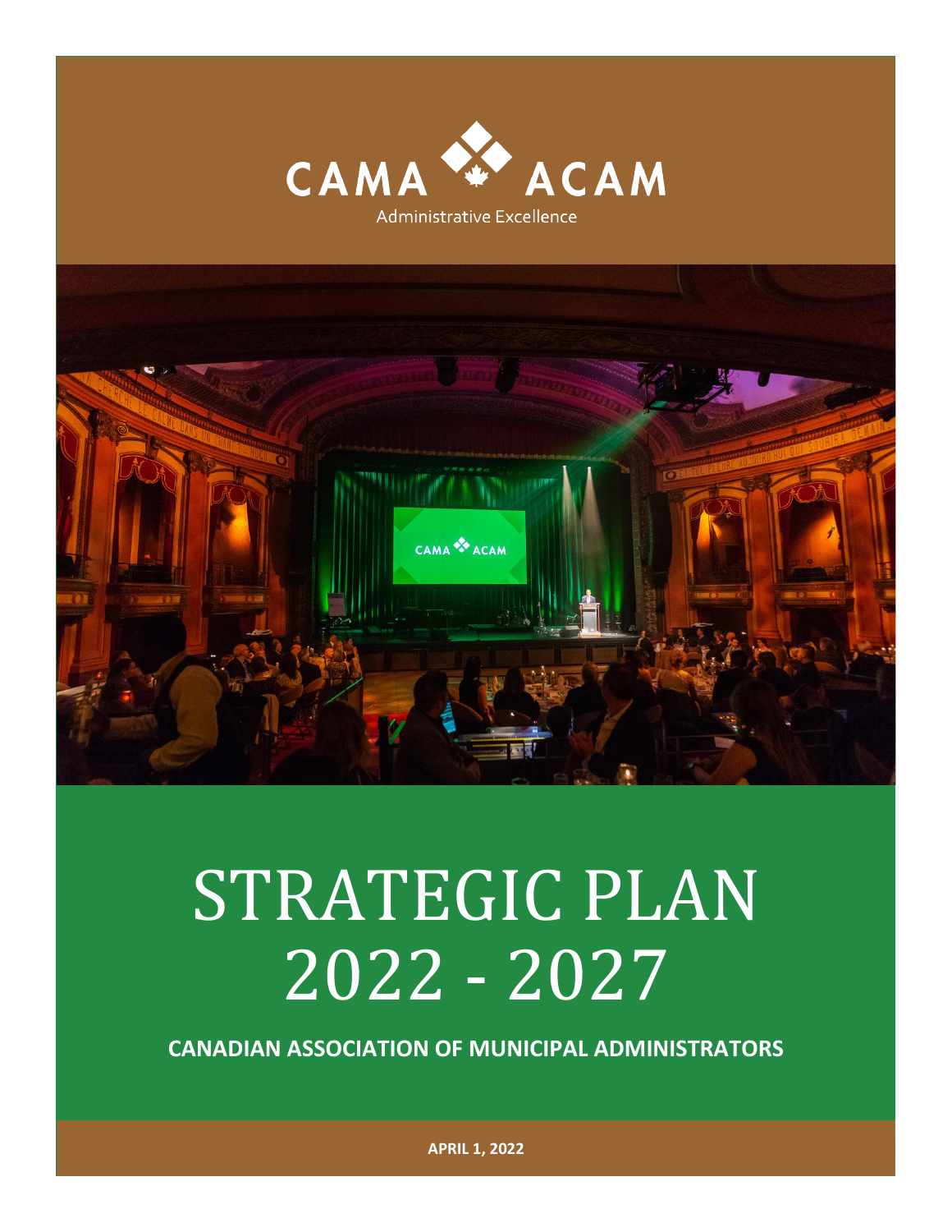CAMA ACAM

Administrative Excellence

# STRATEGIC PLAN 2022 - 2027

**CANADIAN ASSOCIATION OF MUNICIPAL ADMINISTRATORS**

**APRIL 1, 2022**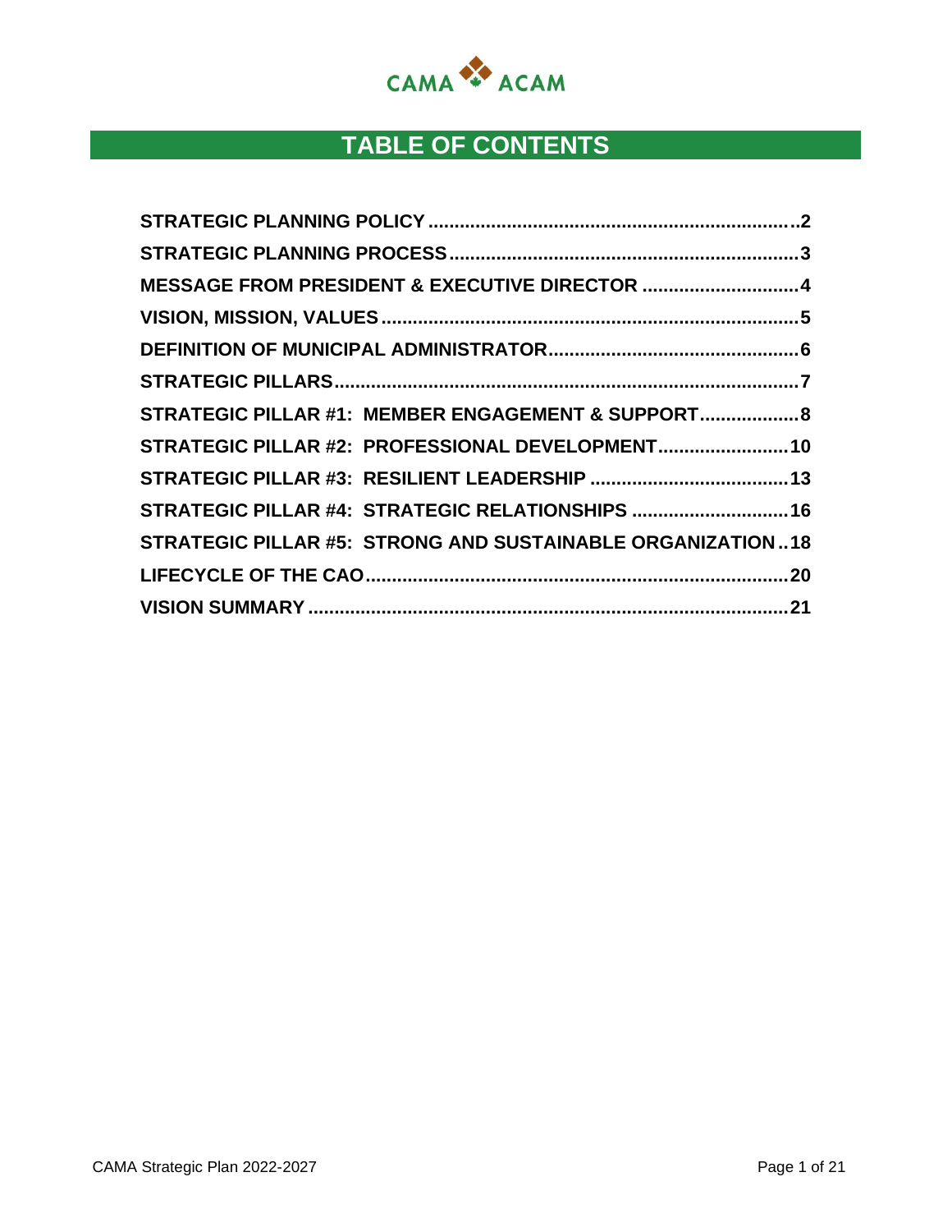CAMA ACAM

# TABLE OF CONTENTS

| Section | Page |
|---|---|
| **STRATEGIC PLANNING POLICY** | **2** |
| **STRATEGIC PLANNING PROCESS** | **3** |
| **MESSAGE FROM PRESIDENT & EXECUTIVE DIRECTOR** | **4** |
| **VISION, MISSION, VALUES** | **5** |
| **DEFINITION OF MUNICIPAL ADMINISTRATOR** | **6** |
| **STRATEGIC PILLARS** | **7** |
| **STRATEGIC PILLAR #1: MEMBER ENGAGEMENT & SUPPORT** | **8** |
| **STRATEGIC PILLAR #2: PROFESSIONAL DEVELOPMENT** | **10** |
| **STRATEGIC PILLAR #3: RESILIENT LEADERSHIP** | **13** |
| **STRATEGIC PILLAR #4: STRATEGIC RELATIONSHIPS** | **16** |
| **STRATEGIC PILLAR #5: STRONG AND SUSTAINABLE ORGANIZATION** | **18** |
| **LIFECYCLE OF THE CAO** | **20** |
| **VISION SUMMARY** | **21** |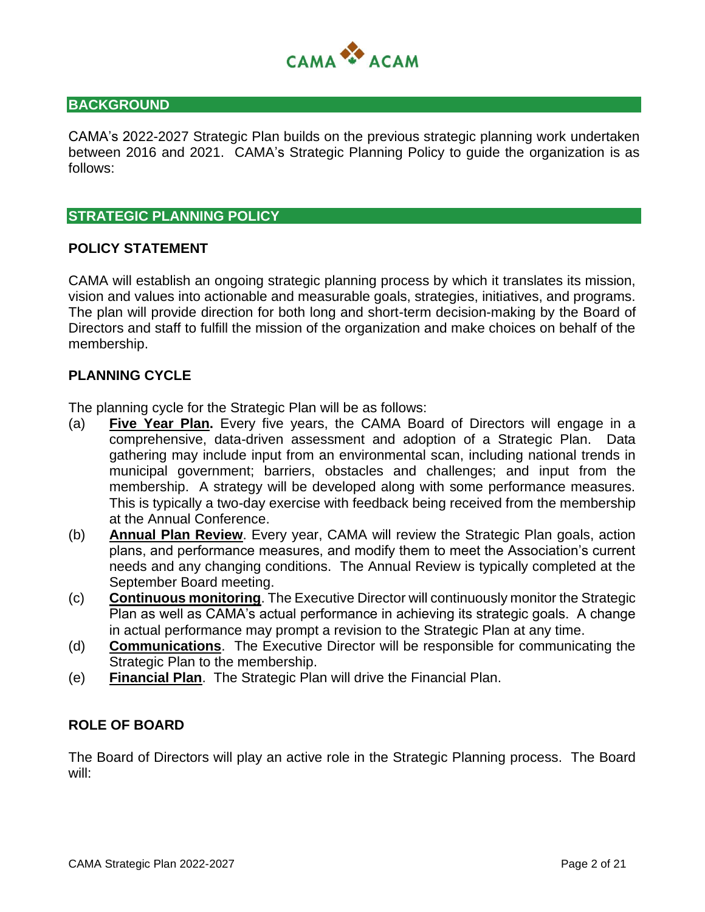## BACKGROUND

CAMA's 2022-2027 Strategic Plan builds on the previous strategic planning work undertaken between 2016 and 2021. CAMA's Strategic Planning Policy to guide the organization is as follows:

## STRATEGIC PLANNING POLICY

### POLICY STATEMENT

CAMA will establish an ongoing strategic planning process by which it translates its mission, vision and values into actionable and measurable goals, strategies, initiatives, and programs. The plan will provide direction for both long and short-term decision-making by the Board of Directors and staff to fulfill the mission of the organization and make choices on behalf of the membership.

### PLANNING CYCLE

The planning cycle for the Strategic Plan will be as follows:

(a) **Five Year Plan.** Every five years, the CAMA Board of Directors will engage in a comprehensive, data-driven assessment and adoption of a Strategic Plan. Data gathering may include input from an environmental scan, including national trends in municipal government; barriers, obstacles and challenges; and input from the membership. A strategy will be developed along with some performance measures. This is typically a two-day exercise with feedback being received from the membership at the Annual Conference.

(b) **Annual Plan Review**. Every year, CAMA will review the Strategic Plan goals, action plans, and performance measures, and modify them to meet the Association's current needs and any changing conditions. The Annual Review is typically completed at the September Board meeting.

(c) **Continuous monitoring**. The Executive Director will continuously monitor the Strategic Plan as well as CAMA's actual performance in achieving its strategic goals. A change in actual performance may prompt a revision to the Strategic Plan at any time.

(d) **Communications**. The Executive Director will be responsible for communicating the Strategic Plan to the membership.

(e) **Financial Plan**. The Strategic Plan will drive the Financial Plan.

### ROLE OF BOARD

The Board of Directors will play an active role in the Strategic Planning process. The Board will: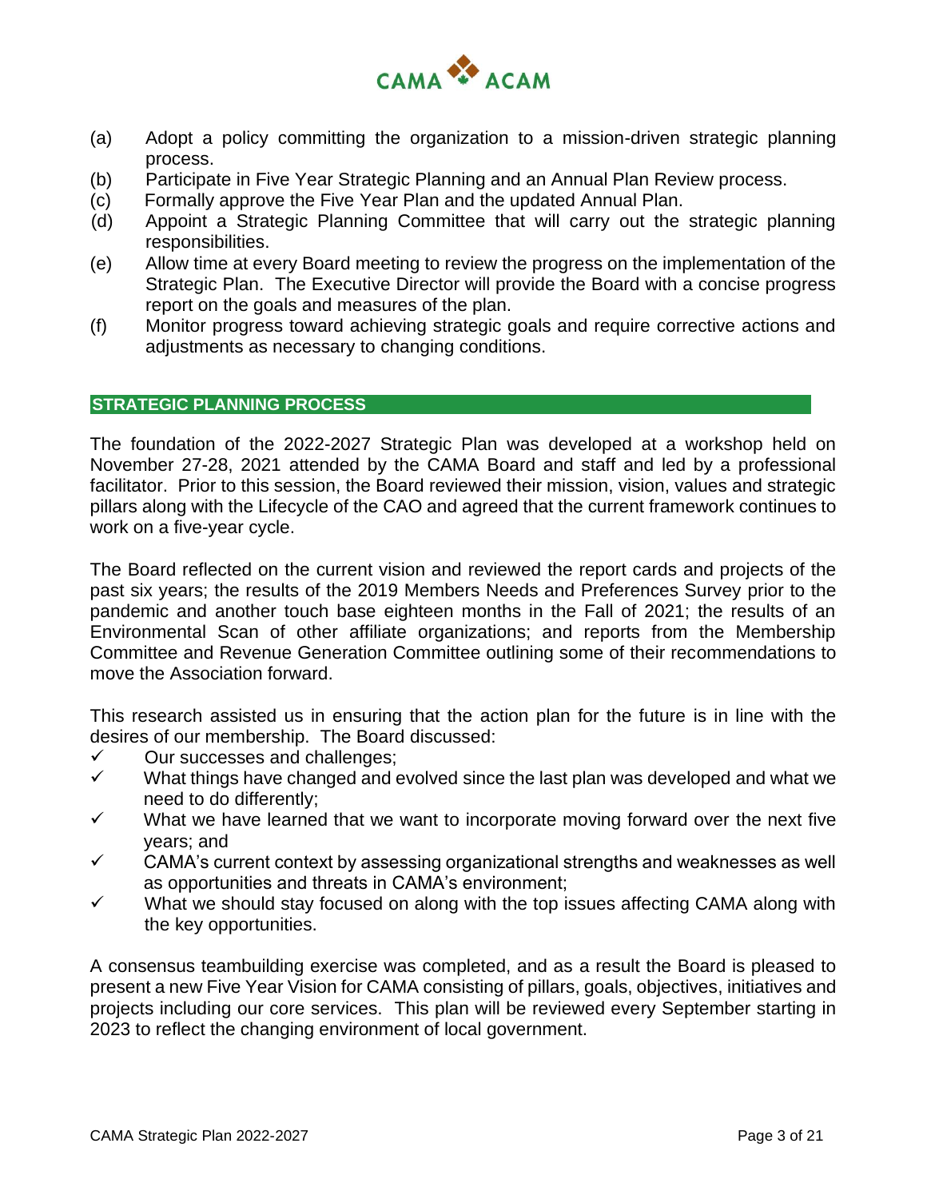(a) Adopt a policy committing the organization to a mission-driven strategic planning process.
(b) Participate in Five Year Strategic Planning and an Annual Plan Review process.
(c) Formally approve the Five Year Plan and the updated Annual Plan.
(d) Appoint a Strategic Planning Committee that will carry out the strategic planning responsibilities.
(e) Allow time at every Board meeting to review the progress on the implementation of the Strategic Plan. The Executive Director will provide the Board with a concise progress report on the goals and measures of the plan.
(f) Monitor progress toward achieving strategic goals and require corrective actions and adjustments as necessary to changing conditions.

## STRATEGIC PLANNING PROCESS

The foundation of the 2022-2027 Strategic Plan was developed at a workshop held on November 27-28, 2021 attended by the CAMA Board and staff and led by a professional facilitator. Prior to this session, the Board reviewed their mission, vision, values and strategic pillars along with the Lifecycle of the CAO and agreed that the current framework continues to work on a five-year cycle.

The Board reflected on the current vision and reviewed the report cards and projects of the past six years; the results of the 2019 Members Needs and Preferences Survey prior to the pandemic and another touch base eighteen months in the Fall of 2021; the results of an Environmental Scan of other affiliate organizations; and reports from the Membership Committee and Revenue Generation Committee outlining some of their recommendations to move the Association forward.

This research assisted us in ensuring that the action plan for the future is in line with the desires of our membership. The Board discussed:

- ✓ Our successes and challenges;
- ✓ What things have changed and evolved since the last plan was developed and what we need to do differently;
- ✓ What we have learned that we want to incorporate moving forward over the next five years; and
- ✓ CAMA's current context by assessing organizational strengths and weaknesses as well as opportunities and threats in CAMA's environment;
- ✓ What we should stay focused on along with the top issues affecting CAMA along with the key opportunities.

A consensus teambuilding exercise was completed, and as a result the Board is pleased to present a new Five Year Vision for CAMA consisting of pillars, goals, objectives, initiatives and projects including our core services. This plan will be reviewed every September starting in 2023 to reflect the changing environment of local government.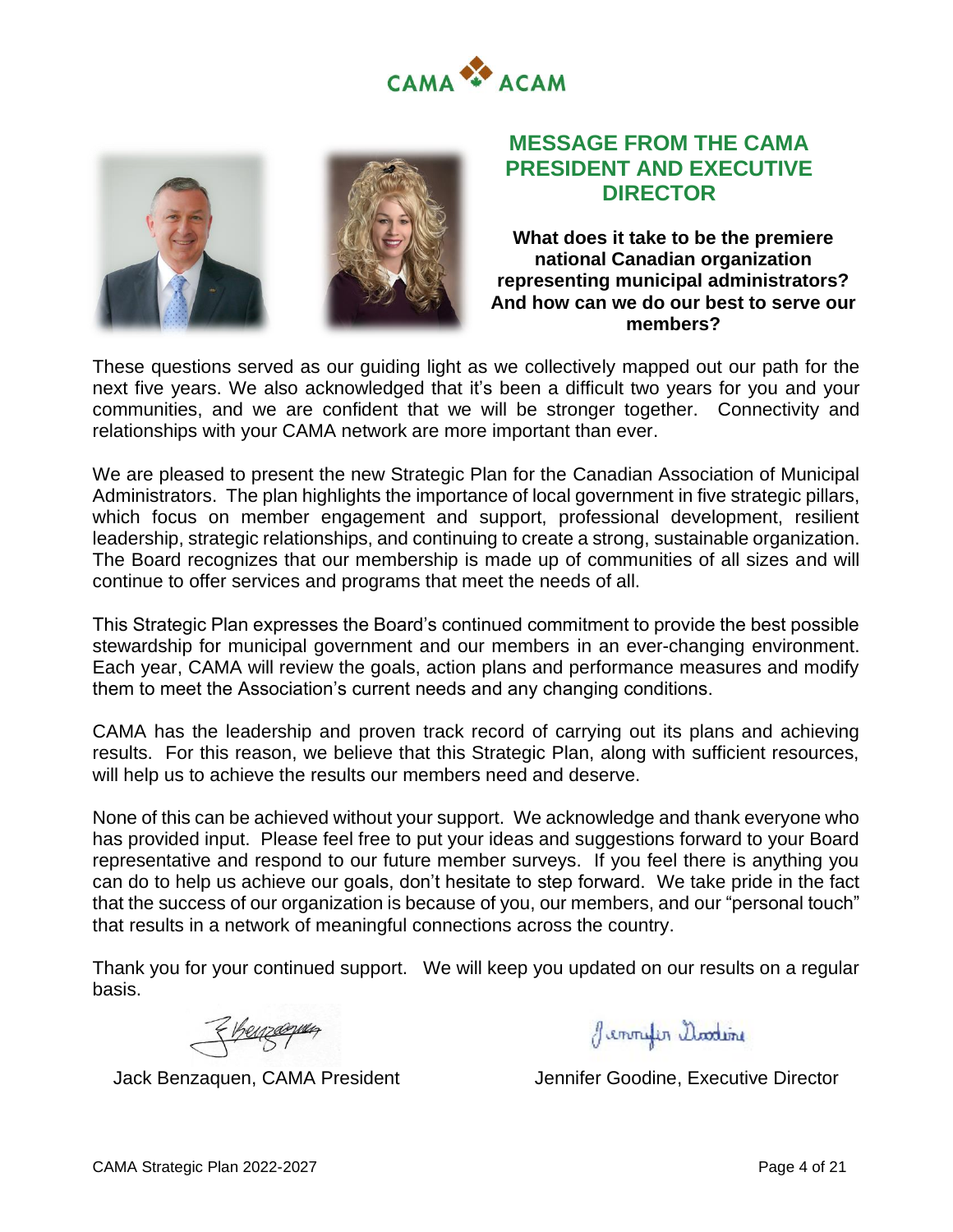# MESSAGE FROM THE CAMA PRESIDENT AND EXECUTIVE DIRECTOR

**What does it take to be the premiere national Canadian organization representing municipal administrators? And how can we do our best to serve our members?**

These questions served as our guiding light as we collectively mapped out our path for the next five years. We also acknowledged that it's been a difficult two years for you and your communities, and we are confident that we will be stronger together. Connectivity and relationships with your CAMA network are more important than ever.

We are pleased to present the new Strategic Plan for the Canadian Association of Municipal Administrators. The plan highlights the importance of local government in five strategic pillars, which focus on member engagement and support, professional development, resilient leadership, strategic relationships, and continuing to create a strong, sustainable organization. The Board recognizes that our membership is made up of communities of all sizes and will continue to offer services and programs that meet the needs of all.

This Strategic Plan expresses the Board's continued commitment to provide the best possible stewardship for municipal government and our members in an ever-changing environment. Each year, CAMA will review the goals, action plans and performance measures and modify them to meet the Association's current needs and any changing conditions.

CAMA has the leadership and proven track record of carrying out its plans and achieving results. For this reason, we believe that this Strategic Plan, along with sufficient resources, will help us to achieve the results our members need and deserve.

None of this can be achieved without your support. We acknowledge and thank everyone who has provided input. Please feel free to put your ideas and suggestions forward to your Board representative and respond to our future member surveys. If you feel there is anything you can do to help us achieve our goals, don't hesitate to step forward. We take pride in the fact that the success of our organization is because of you, our members, and our "personal touch" that results in a network of meaningful connections across the country.

Thank you for your continued support. We will keep you updated on our results on a regular basis.

Jack Benzaquen, CAMA President

Jennifer Goodine, Executive Director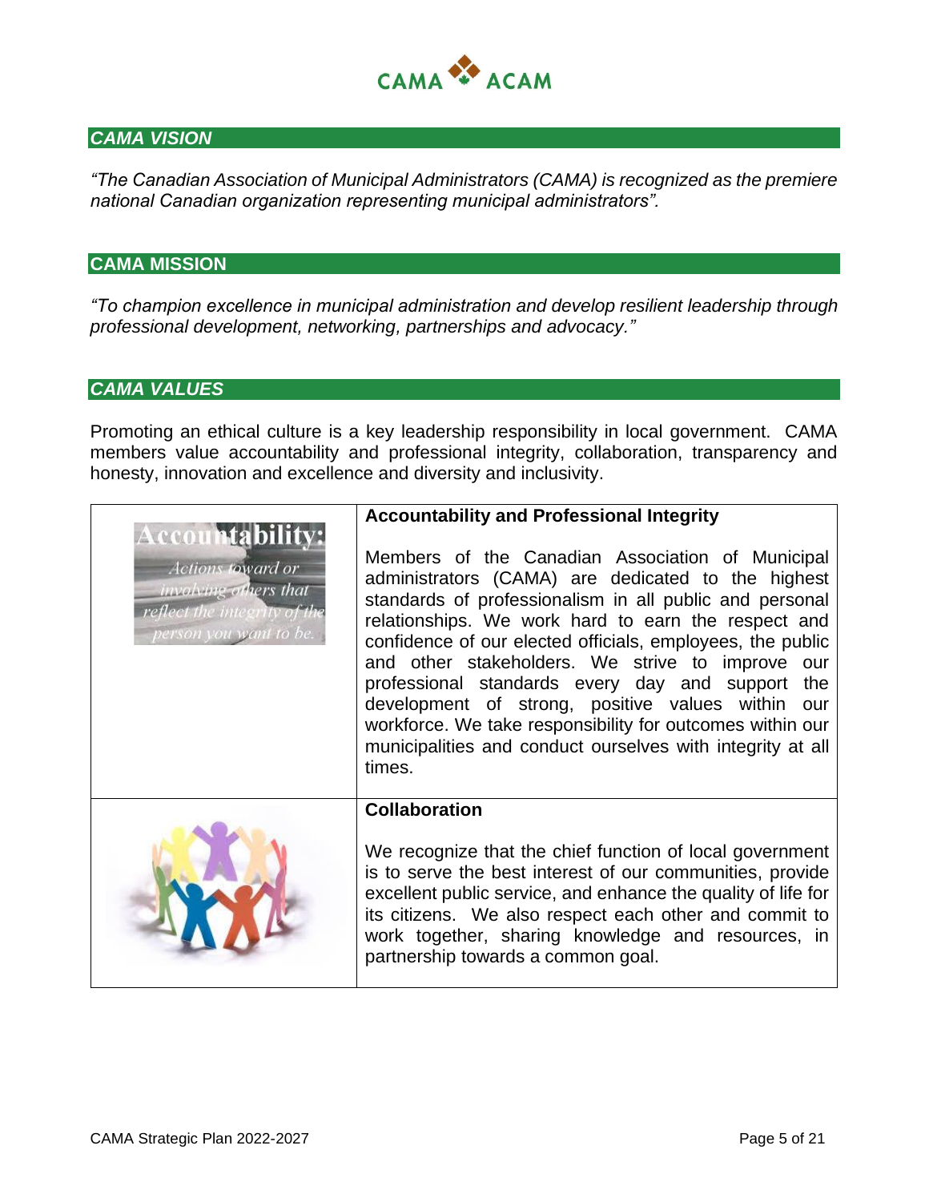## *CAMA VISION*

*"The Canadian Association of Municipal Administrators (CAMA) is recognized as the premiere national Canadian organization representing municipal administrators".*

## CAMA MISSION

*"To champion excellence in municipal administration and develop resilient leadership through professional development, networking, partnerships and advocacy."*

## *CAMA VALUES*

Promoting an ethical culture is a key leadership responsibility in local government. CAMA members value accountability and professional integrity, collaboration, transparency and honesty, innovation and excellence and diversity and inclusivity.

| | |
|---|---|
| Accountability: *Actions toward or involving others that reflect the integrity of the person you want to be.* | **Accountability and Professional Integrity**<br><br>Members of the Canadian Association of Municipal administrators (CAMA) are dedicated to the highest standards of professionalism in all public and personal relationships. We work hard to earn the respect and confidence of our elected officials, employees, the public and other stakeholders. We strive to improve our professional standards every day and support the development of strong, positive values within our workforce. We take responsibility for outcomes within our municipalities and conduct ourselves with integrity at all times. |
| | **Collaboration**<br><br>We recognize that the chief function of local government is to serve the best interest of our communities, provide excellent public service, and enhance the quality of life for its citizens. We also respect each other and commit to work together, sharing knowledge and resources, in partnership towards a common goal. |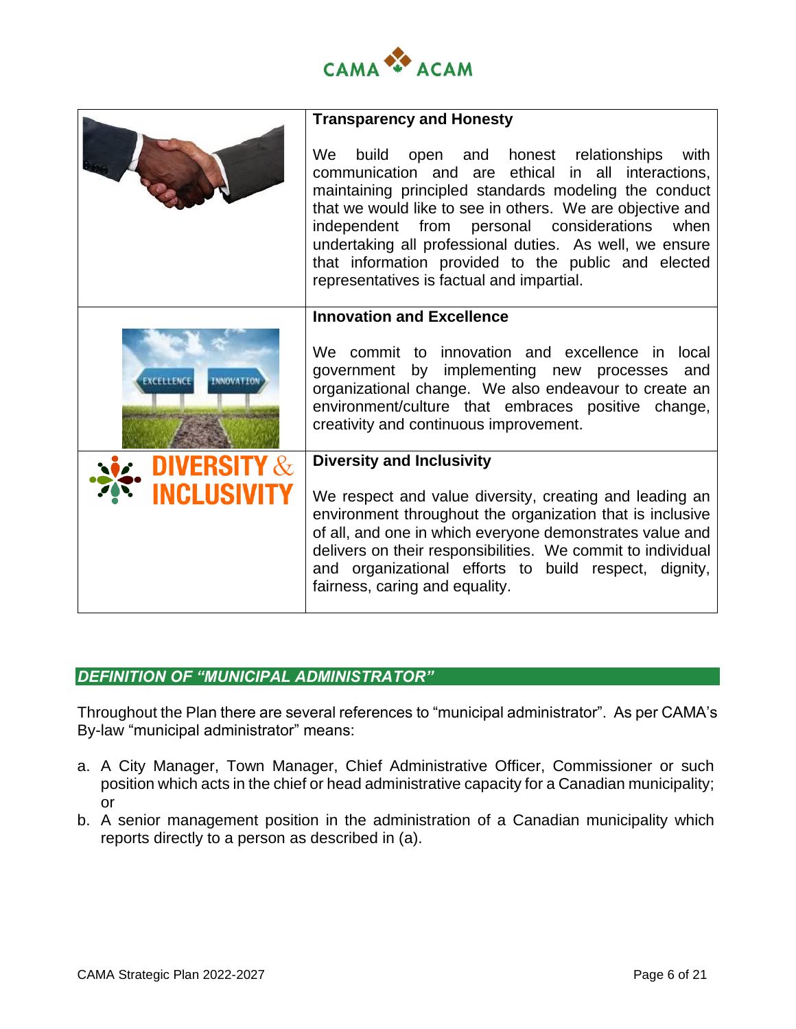| | **Transparency and Honesty**<br><br>We build open and honest relationships with communication and are ethical in all interactions, maintaining principled standards modeling the conduct that we would like to see in others. We are objective and independent from personal considerations when undertaking all professional duties. As well, we ensure that information provided to the public and elected representatives is factual and impartial. |
|---|---|
| | **Innovation and Excellence**<br><br>We commit to innovation and excellence in local government by implementing new processes and organizational change. We also endeavour to create an environment/culture that embraces positive change, creativity and continuous improvement. |
| DIVERSITY & INCLUSIVITY | **Diversity and Inclusivity**<br><br>We respect and value diversity, creating and leading an environment throughout the organization that is inclusive of all, and one in which everyone demonstrates value and delivers on their responsibilities. We commit to individual and organizational efforts to build respect, dignity, fairness, caring and equality. |

## *DEFINITION OF "MUNICIPAL ADMINISTRATOR"*

Throughout the Plan there are several references to "municipal administrator". As per CAMA's By-law "municipal administrator" means:

a. A City Manager, Town Manager, Chief Administrative Officer, Commissioner or such position which acts in the chief or head administrative capacity for a Canadian municipality; or
b. A senior management position in the administration of a Canadian municipality which reports directly to a person as described in (a).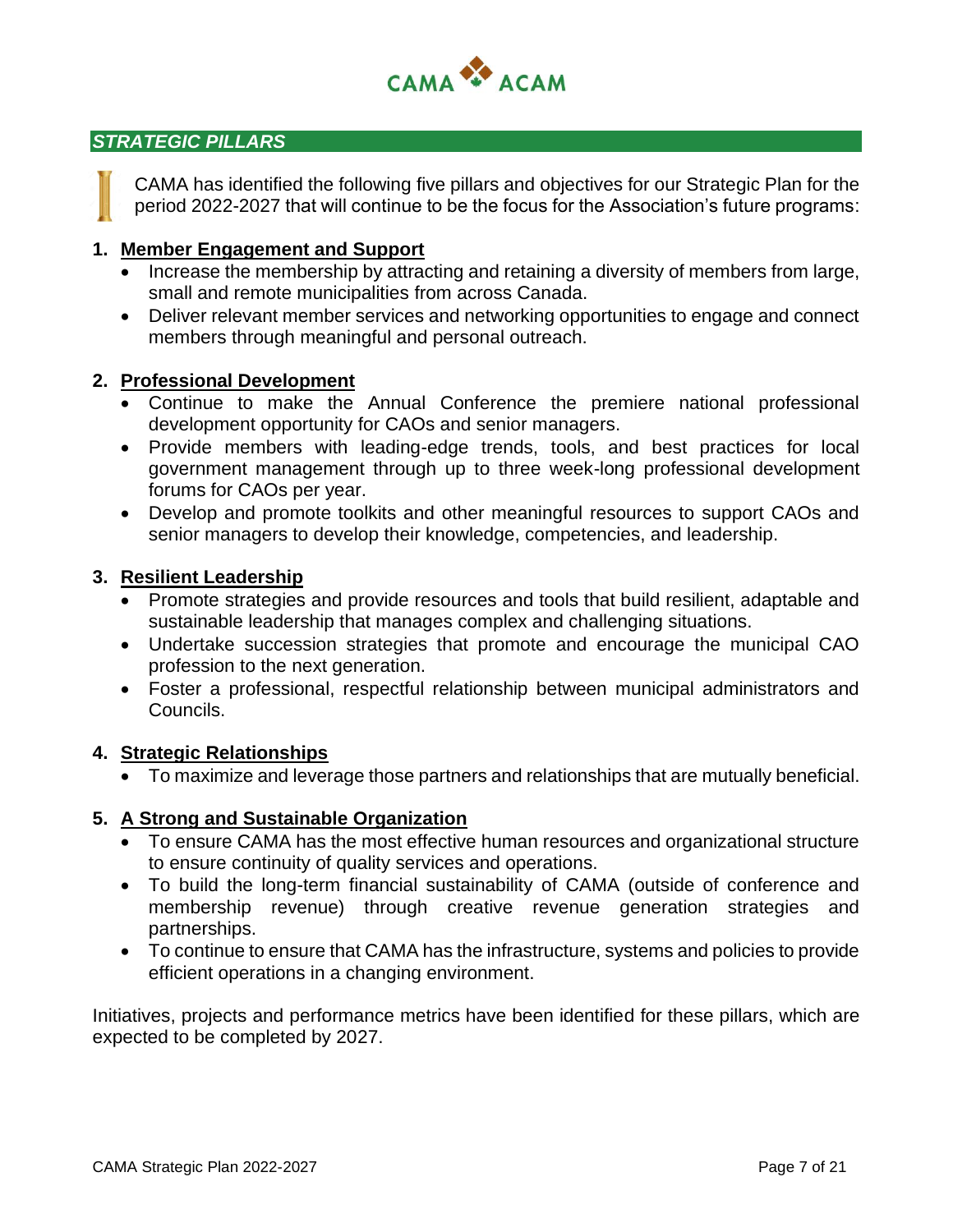## *STRATEGIC PILLARS*

CAMA has identified the following five pillars and objectives for our Strategic Plan for the period 2022-2027 that will continue to be the focus for the Association's future programs:

1. **Member Engagement and Support**
   - Increase the membership by attracting and retaining a diversity of members from large, small and remote municipalities from across Canada.
   - Deliver relevant member services and networking opportunities to engage and connect members through meaningful and personal outreach.

2. **Professional Development**
   - Continue to make the Annual Conference the premiere national professional development opportunity for CAOs and senior managers.
   - Provide members with leading-edge trends, tools, and best practices for local government management through up to three week-long professional development forums for CAOs per year.
   - Develop and promote toolkits and other meaningful resources to support CAOs and senior managers to develop their knowledge, competencies, and leadership.

3. **Resilient Leadership**
   - Promote strategies and provide resources and tools that build resilient, adaptable and sustainable leadership that manages complex and challenging situations.
   - Undertake succession strategies that promote and encourage the municipal CAO profession to the next generation.
   - Foster a professional, respectful relationship between municipal administrators and Councils.

4. **Strategic Relationships**
   - To maximize and leverage those partners and relationships that are mutually beneficial.

5. **A Strong and Sustainable Organization**
   - To ensure CAMA has the most effective human resources and organizational structure to ensure continuity of quality services and operations.
   - To build the long-term financial sustainability of CAMA (outside of conference and membership revenue) through creative revenue generation strategies and partnerships.
   - To continue to ensure that CAMA has the infrastructure, systems and policies to provide efficient operations in a changing environment.

Initiatives, projects and performance metrics have been identified for these pillars, which are expected to be completed by 2027.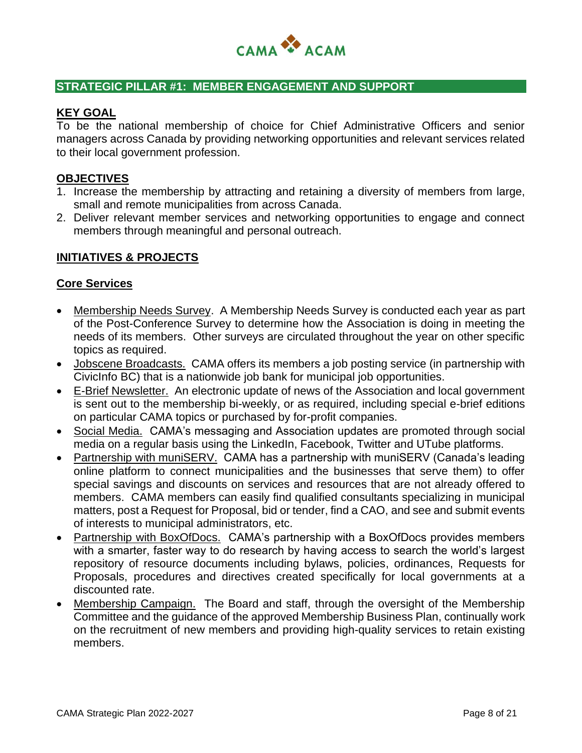## STRATEGIC PILLAR #1: MEMBER ENGAGEMENT AND SUPPORT

### KEY GOAL

To be the national membership of choice for Chief Administrative Officers and senior managers across Canada by providing networking opportunities and relevant services related to their local government profession.

### OBJECTIVES

1. Increase the membership by attracting and retaining a diversity of members from large, small and remote municipalities from across Canada.
2. Deliver relevant member services and networking opportunities to engage and connect members through meaningful and personal outreach.

### INITIATIVES & PROJECTS

#### Core Services

- Membership Needs Survey. A Membership Needs Survey is conducted each year as part of the Post-Conference Survey to determine how the Association is doing in meeting the needs of its members. Other surveys are circulated throughout the year on other specific topics as required.
- Jobscene Broadcasts. CAMA offers its members a job posting service (in partnership with CivicInfo BC) that is a nationwide job bank for municipal job opportunities.
- E-Brief Newsletter. An electronic update of news of the Association and local government is sent out to the membership bi-weekly, or as required, including special e-brief editions on particular CAMA topics or purchased by for-profit companies.
- Social Media. CAMA's messaging and Association updates are promoted through social media on a regular basis using the LinkedIn, Facebook, Twitter and UTube platforms.
- Partnership with muniSERV. CAMA has a partnership with muniSERV (Canada's leading online platform to connect municipalities and the businesses that serve them) to offer special savings and discounts on services and resources that are not already offered to members. CAMA members can easily find qualified consultants specializing in municipal matters, post a Request for Proposal, bid or tender, find a CAO, and see and submit events of interests to municipal administrators, etc.
- Partnership with BoxOfDocs. CAMA's partnership with a BoxOfDocs provides members with a smarter, faster way to do research by having access to search the world's largest repository of resource documents including bylaws, policies, ordinances, Requests for Proposals, procedures and directives created specifically for local governments at a discounted rate.
- Membership Campaign. The Board and staff, through the oversight of the Membership Committee and the guidance of the approved Membership Business Plan, continually work on the recruitment of new members and providing high-quality services to retain existing members.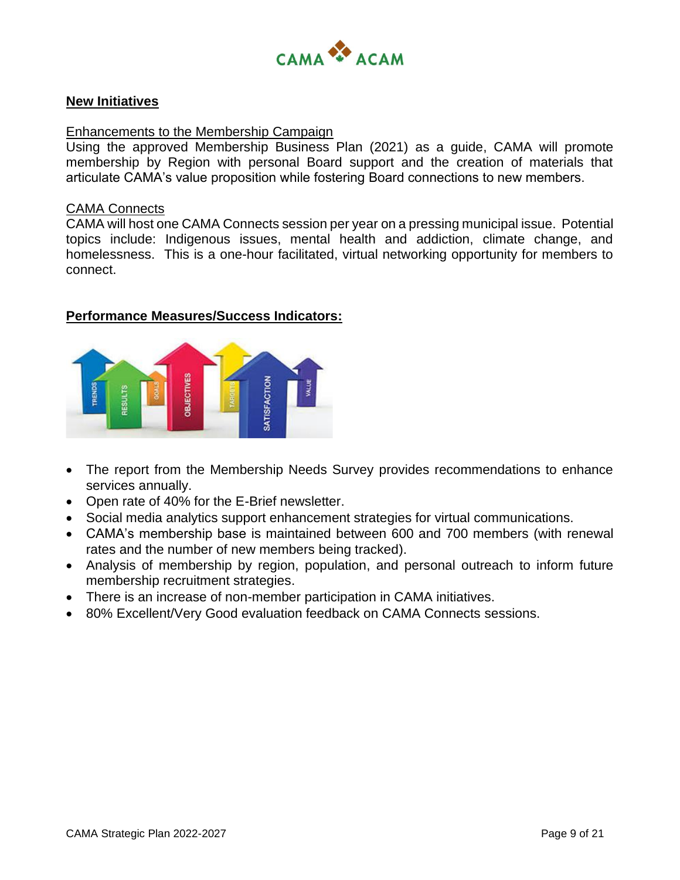## New Initiatives

Enhancements to the Membership Campaign
Using the approved Membership Business Plan (2021) as a guide, CAMA will promote membership by Region with personal Board support and the creation of materials that articulate CAMA's value proposition while fostering Board connections to new members.

CAMA Connects
CAMA will host one CAMA Connects session per year on a pressing municipal issue. Potential topics include: Indigenous issues, mental health and addiction, climate change, and homelessness. This is a one-hour facilitated, virtual networking opportunity for members to connect.

## Performance Measures/Success Indicators:

- The report from the Membership Needs Survey provides recommendations to enhance services annually.
- Open rate of 40% for the E-Brief newsletter.
- Social media analytics support enhancement strategies for virtual communications.
- CAMA's membership base is maintained between 600 and 700 members (with renewal rates and the number of new members being tracked).
- Analysis of membership by region, population, and personal outreach to inform future membership recruitment strategies.
- There is an increase of non-member participation in CAMA initiatives.
- 80% Excellent/Very Good evaluation feedback on CAMA Connects sessions.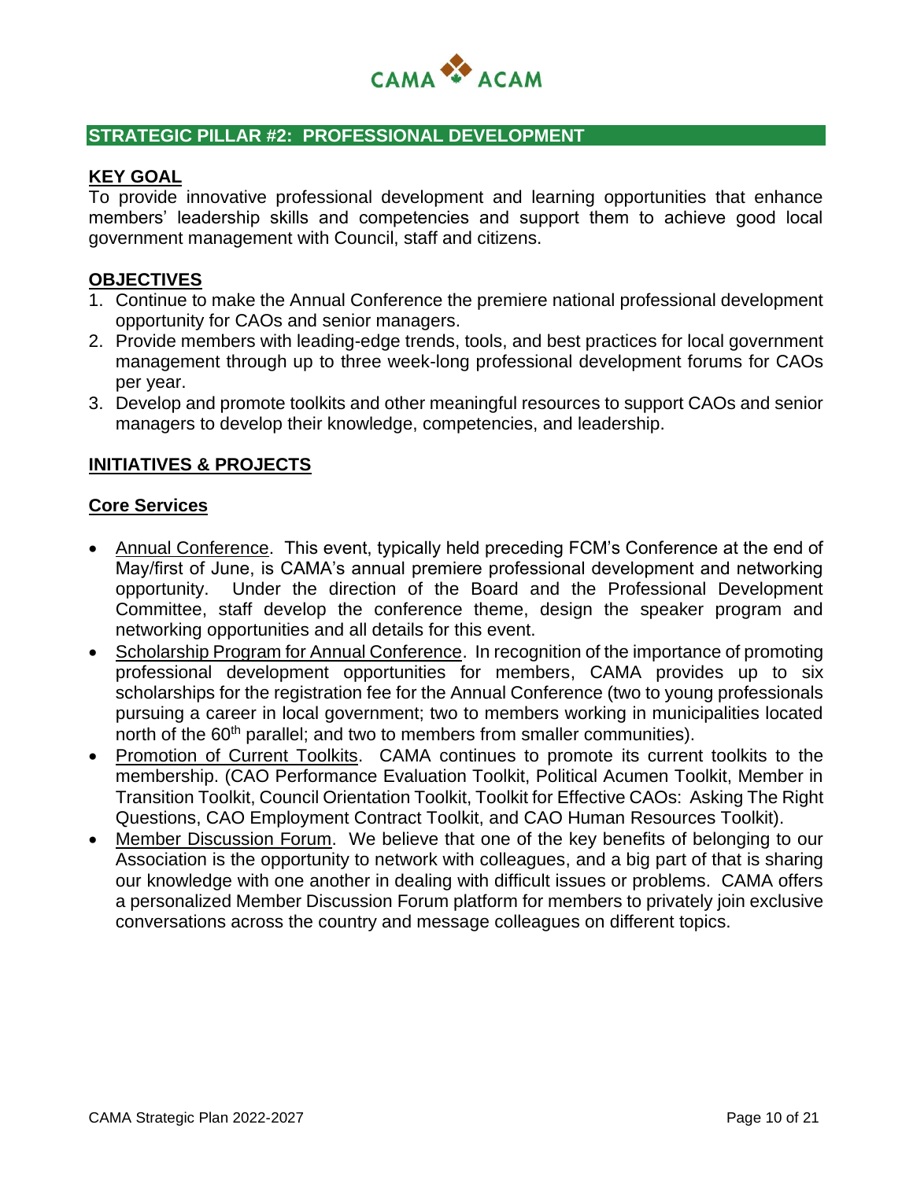## STRATEGIC PILLAR #2: PROFESSIONAL DEVELOPMENT

### KEY GOAL

To provide innovative professional development and learning opportunities that enhance members' leadership skills and competencies and support them to achieve good local government management with Council, staff and citizens.

### OBJECTIVES

1. Continue to make the Annual Conference the premiere national professional development opportunity for CAOs and senior managers.
2. Provide members with leading-edge trends, tools, and best practices for local government management through up to three week-long professional development forums for CAOs per year.
3. Develop and promote toolkits and other meaningful resources to support CAOs and senior managers to develop their knowledge, competencies, and leadership.

### INITIATIVES & PROJECTS

#### Core Services

- Annual Conference. This event, typically held preceding FCM's Conference at the end of May/first of June, is CAMA's annual premiere professional development and networking opportunity. Under the direction of the Board and the Professional Development Committee, staff develop the conference theme, design the speaker program and networking opportunities and all details for this event.
- Scholarship Program for Annual Conference. In recognition of the importance of promoting professional development opportunities for members, CAMA provides up to six scholarships for the registration fee for the Annual Conference (two to young professionals pursuing a career in local government; two to members working in municipalities located north of the 60th parallel; and two to members from smaller communities).
- Promotion of Current Toolkits. CAMA continues to promote its current toolkits to the membership. (CAO Performance Evaluation Toolkit, Political Acumen Toolkit, Member in Transition Toolkit, Council Orientation Toolkit, Toolkit for Effective CAOs: Asking The Right Questions, CAO Employment Contract Toolkit, and CAO Human Resources Toolkit).
- Member Discussion Forum. We believe that one of the key benefits of belonging to our Association is the opportunity to network with colleagues, and a big part of that is sharing our knowledge with one another in dealing with difficult issues or problems. CAMA offers a personalized Member Discussion Forum platform for members to privately join exclusive conversations across the country and message colleagues on different topics.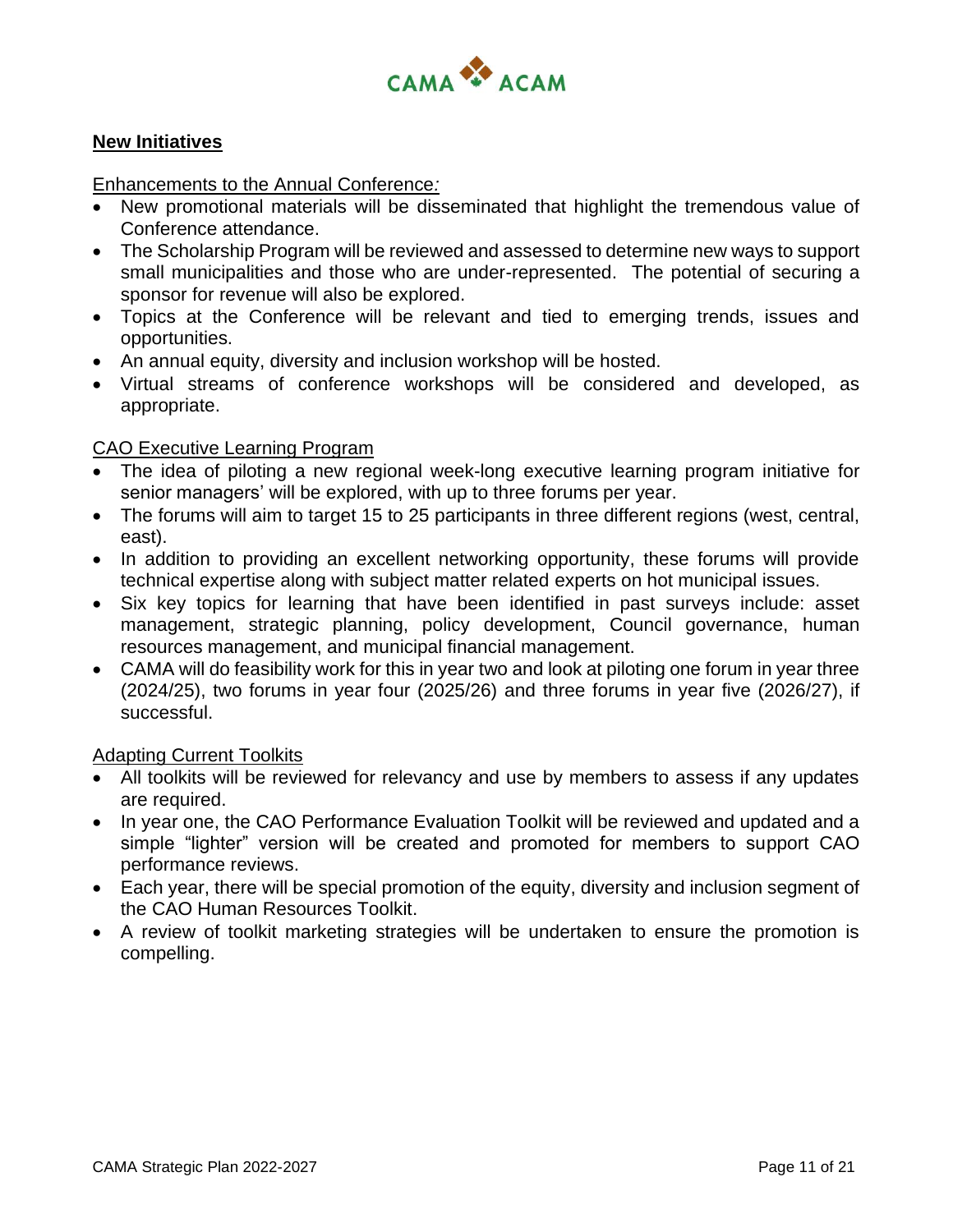## New Initiatives

### Enhancements to the Annual Conference:

- New promotional materials will be disseminated that highlight the tremendous value of Conference attendance.
- The Scholarship Program will be reviewed and assessed to determine new ways to support small municipalities and those who are under-represented. The potential of securing a sponsor for revenue will also be explored.
- Topics at the Conference will be relevant and tied to emerging trends, issues and opportunities.
- An annual equity, diversity and inclusion workshop will be hosted.
- Virtual streams of conference workshops will be considered and developed, as appropriate.

### CAO Executive Learning Program

- The idea of piloting a new regional week-long executive learning program initiative for senior managers' will be explored, with up to three forums per year.
- The forums will aim to target 15 to 25 participants in three different regions (west, central, east).
- In addition to providing an excellent networking opportunity, these forums will provide technical expertise along with subject matter related experts on hot municipal issues.
- Six key topics for learning that have been identified in past surveys include: asset management, strategic planning, policy development, Council governance, human resources management, and municipal financial management.
- CAMA will do feasibility work for this in year two and look at piloting one forum in year three (2024/25), two forums in year four (2025/26) and three forums in year five (2026/27), if successful.

### Adapting Current Toolkits

- All toolkits will be reviewed for relevancy and use by members to assess if any updates are required.
- In year one, the CAO Performance Evaluation Toolkit will be reviewed and updated and a simple "lighter" version will be created and promoted for members to support CAO performance reviews.
- Each year, there will be special promotion of the equity, diversity and inclusion segment of the CAO Human Resources Toolkit.
- A review of toolkit marketing strategies will be undertaken to ensure the promotion is compelling.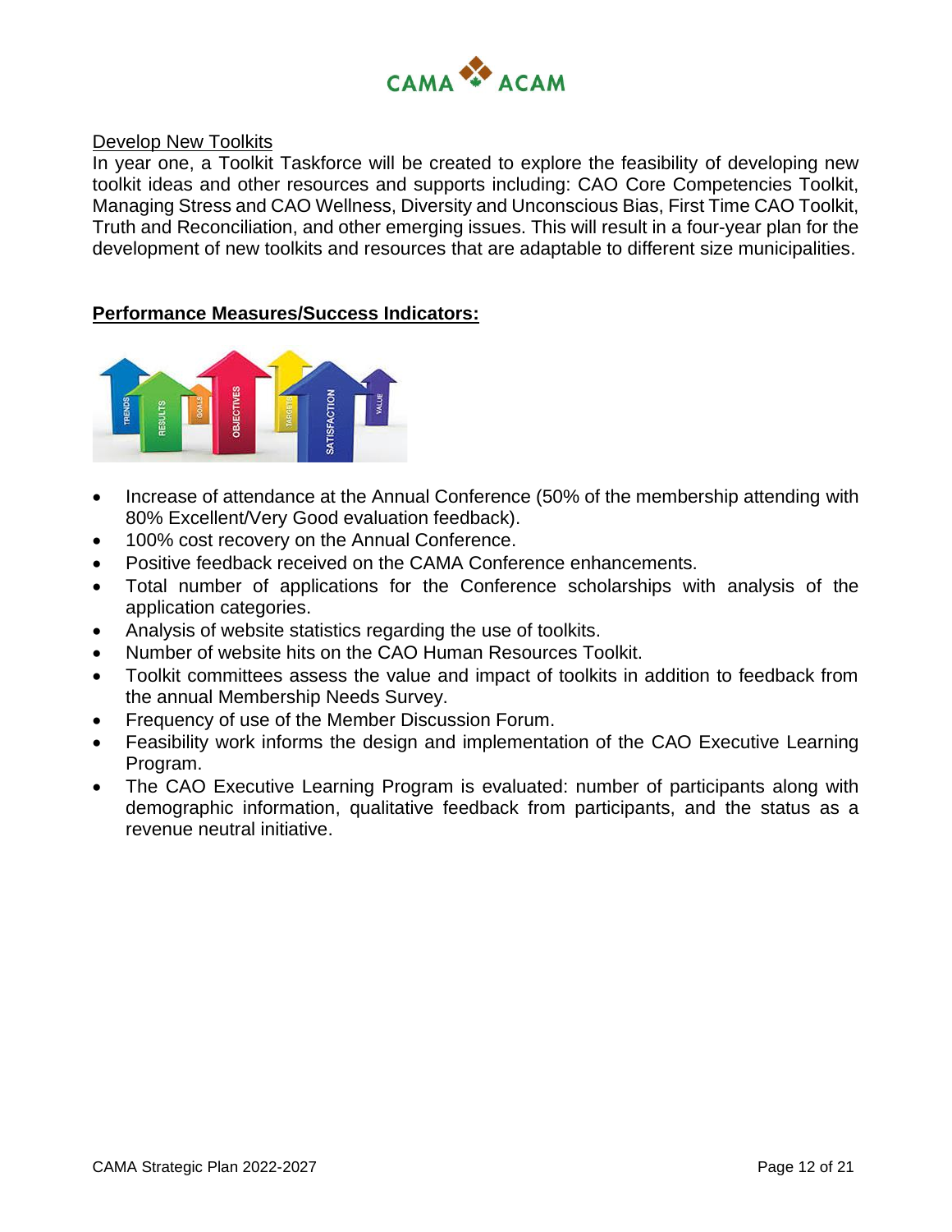Develop New Toolkits

In year one, a Toolkit Taskforce will be created to explore the feasibility of developing new toolkit ideas and other resources and supports including: CAO Core Competencies Toolkit, Managing Stress and CAO Wellness, Diversity and Unconscious Bias, First Time CAO Toolkit, Truth and Reconciliation, and other emerging issues. This will result in a four-year plan for the development of new toolkits and resources that are adaptable to different size municipalities.

**Performance Measures/Success Indicators:**

- Increase of attendance at the Annual Conference (50% of the membership attending with 80% Excellent/Very Good evaluation feedback).
- 100% cost recovery on the Annual Conference.
- Positive feedback received on the CAMA Conference enhancements.
- Total number of applications for the Conference scholarships with analysis of the application categories.
- Analysis of website statistics regarding the use of toolkits.
- Number of website hits on the CAO Human Resources Toolkit.
- Toolkit committees assess the value and impact of toolkits in addition to feedback from the annual Membership Needs Survey.
- Frequency of use of the Member Discussion Forum.
- Feasibility work informs the design and implementation of the CAO Executive Learning Program.
- The CAO Executive Learning Program is evaluated: number of participants along with demographic information, qualitative feedback from participants, and the status as a revenue neutral initiative.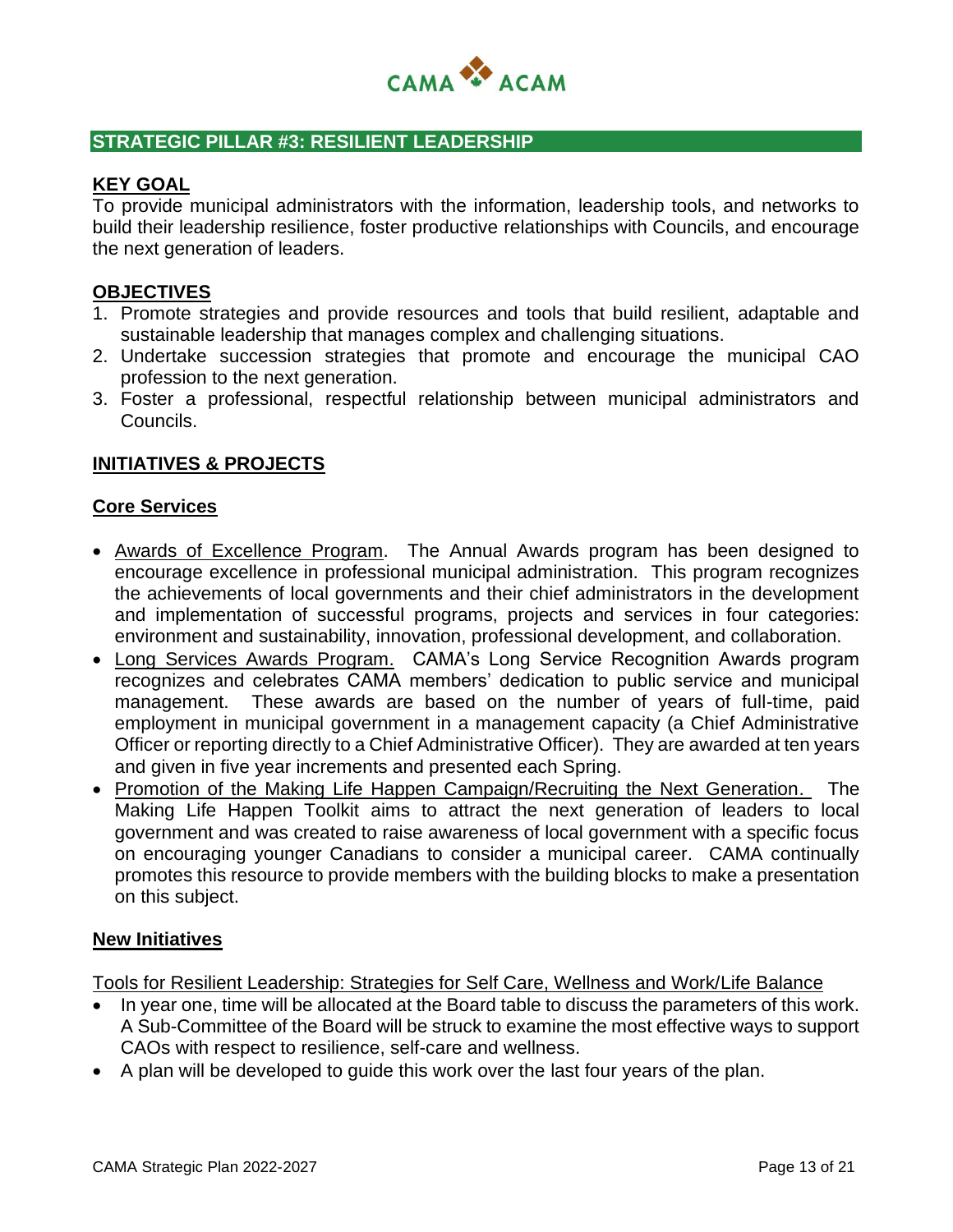## STRATEGIC PILLAR #3: RESILIENT LEADERSHIP

### KEY GOAL

To provide municipal administrators with the information, leadership tools, and networks to build their leadership resilience, foster productive relationships with Councils, and encourage the next generation of leaders.

### OBJECTIVES

1. Promote strategies and provide resources and tools that build resilient, adaptable and sustainable leadership that manages complex and challenging situations.
2. Undertake succession strategies that promote and encourage the municipal CAO profession to the next generation.
3. Foster a professional, respectful relationship between municipal administrators and Councils.

### INITIATIVES & PROJECTS

#### Core Services

- Awards of Excellence Program. The Annual Awards program has been designed to encourage excellence in professional municipal administration. This program recognizes the achievements of local governments and their chief administrators in the development and implementation of successful programs, projects and services in four categories: environment and sustainability, innovation, professional development, and collaboration.
- Long Services Awards Program. CAMA's Long Service Recognition Awards program recognizes and celebrates CAMA members' dedication to public service and municipal management. These awards are based on the number of years of full-time, paid employment in municipal government in a management capacity (a Chief Administrative Officer or reporting directly to a Chief Administrative Officer). They are awarded at ten years and given in five year increments and presented each Spring.
- Promotion of the Making Life Happen Campaign/Recruiting the Next Generation. The Making Life Happen Toolkit aims to attract the next generation of leaders to local government and was created to raise awareness of local government with a specific focus on encouraging younger Canadians to consider a municipal career. CAMA continually promotes this resource to provide members with the building blocks to make a presentation on this subject.

#### New Initiatives

Tools for Resilient Leadership: Strategies for Self Care, Wellness and Work/Life Balance

- In year one, time will be allocated at the Board table to discuss the parameters of this work. A Sub-Committee of the Board will be struck to examine the most effective ways to support CAOs with respect to resilience, self-care and wellness.
- A plan will be developed to guide this work over the last four years of the plan.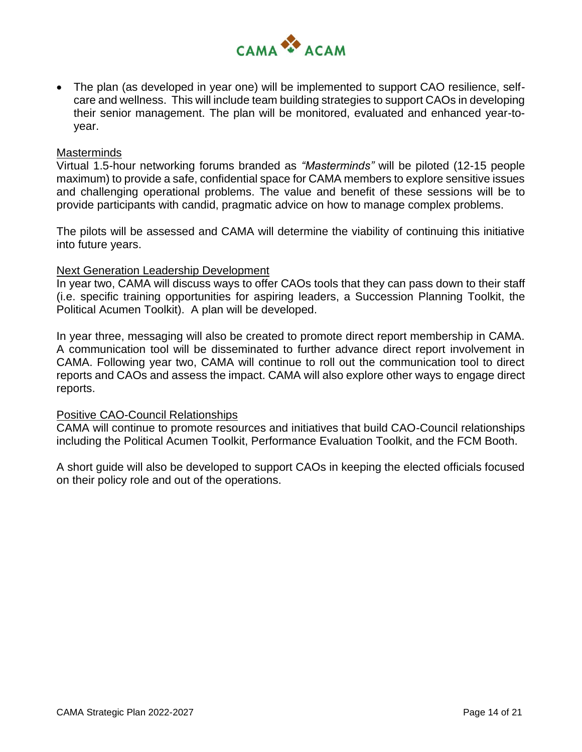- The plan (as developed in year one) will be implemented to support CAO resilience, self-care and wellness. This will include team building strategies to support CAOs in developing their senior management. The plan will be monitored, evaluated and enhanced year-to-year.

<u>Masterminds</u>

Virtual 1.5-hour networking forums branded as *"Masterminds"* will be piloted (12-15 people maximum) to provide a safe, confidential space for CAMA members to explore sensitive issues and challenging operational problems. The value and benefit of these sessions will be to provide participants with candid, pragmatic advice on how to manage complex problems.

The pilots will be assessed and CAMA will determine the viability of continuing this initiative into future years.

<u>Next Generation Leadership Development</u>

In year two, CAMA will discuss ways to offer CAOs tools that they can pass down to their staff (i.e. specific training opportunities for aspiring leaders, a Succession Planning Toolkit, the Political Acumen Toolkit). A plan will be developed.

In year three, messaging will also be created to promote direct report membership in CAMA. A communication tool will be disseminated to further advance direct report involvement in CAMA. Following year two, CAMA will continue to roll out the communication tool to direct reports and CAOs and assess the impact. CAMA will also explore other ways to engage direct reports.

<u>Positive CAO-Council Relationships</u>

CAMA will continue to promote resources and initiatives that build CAO-Council relationships including the Political Acumen Toolkit, Performance Evaluation Toolkit, and the FCM Booth.

A short guide will also be developed to support CAOs in keeping the elected officials focused on their policy role and out of the operations.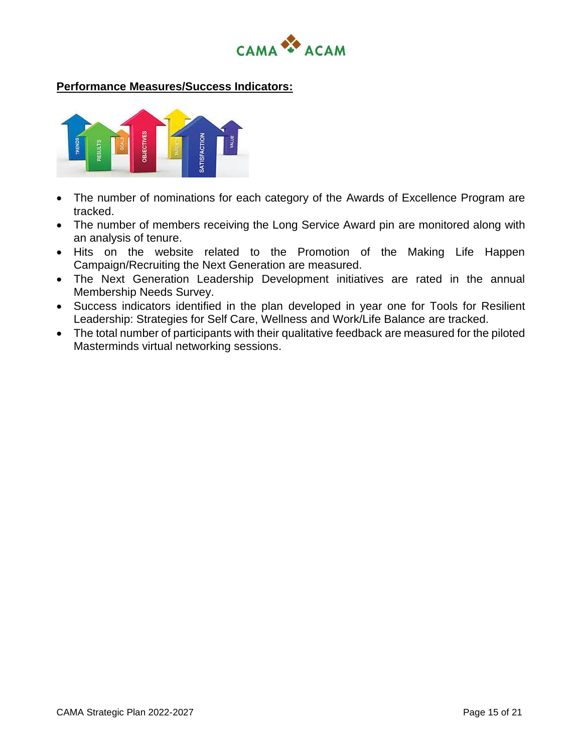**Performance Measures/Success Indicators:**

- The number of nominations for each category of the Awards of Excellence Program are tracked.
- The number of members receiving the Long Service Award pin are monitored along with an analysis of tenure.
- Hits on the website related to the Promotion of the Making Life Happen Campaign/Recruiting the Next Generation are measured.
- The Next Generation Leadership Development initiatives are rated in the annual Membership Needs Survey.
- Success indicators identified in the plan developed in year one for Tools for Resilient Leadership: Strategies for Self Care, Wellness and Work/Life Balance are tracked.
- The total number of participants with their qualitative feedback are measured for the piloted Masterminds virtual networking sessions.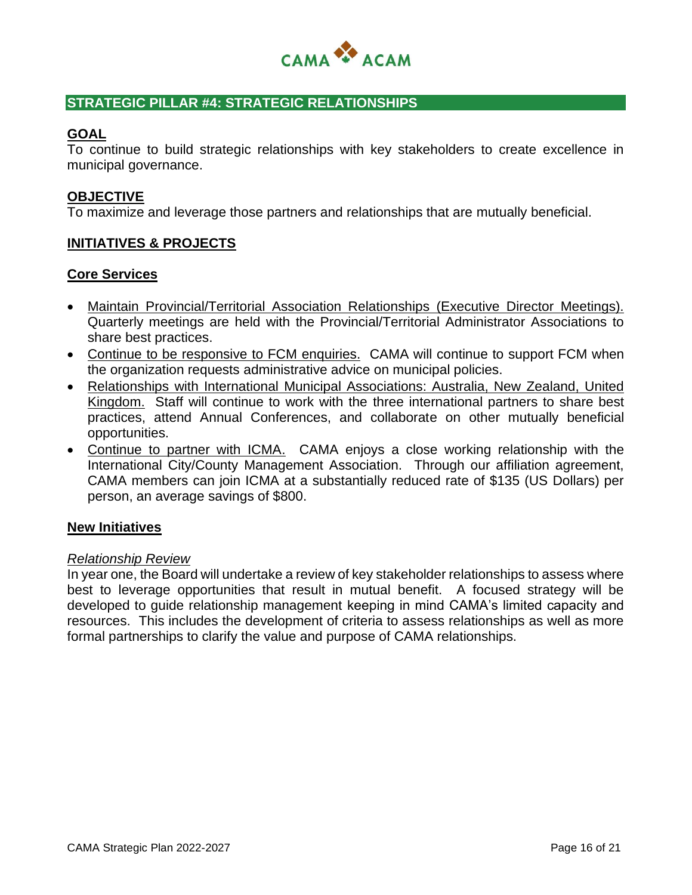## STRATEGIC PILLAR #4: STRATEGIC RELATIONSHIPS

### GOAL

To continue to build strategic relationships with key stakeholders to create excellence in municipal governance.

### OBJECTIVE

To maximize and leverage those partners and relationships that are mutually beneficial.

### INITIATIVES & PROJECTS

#### Core Services

- Maintain Provincial/Territorial Association Relationships (Executive Director Meetings). Quarterly meetings are held with the Provincial/Territorial Administrator Associations to share best practices.
- Continue to be responsive to FCM enquiries. CAMA will continue to support FCM when the organization requests administrative advice on municipal policies.
- Relationships with International Municipal Associations: Australia, New Zealand, United Kingdom. Staff will continue to work with the three international partners to share best practices, attend Annual Conferences, and collaborate on other mutually beneficial opportunities.
- Continue to partner with ICMA. CAMA enjoys a close working relationship with the International City/County Management Association. Through our affiliation agreement, CAMA members can join ICMA at a substantially reduced rate of $135 (US Dollars) per person, an average savings of $800.

#### New Initiatives

*Relationship Review*

In year one, the Board will undertake a review of key stakeholder relationships to assess where best to leverage opportunities that result in mutual benefit. A focused strategy will be developed to guide relationship management keeping in mind CAMA's limited capacity and resources. This includes the development of criteria to assess relationships as well as more formal partnerships to clarify the value and purpose of CAMA relationships.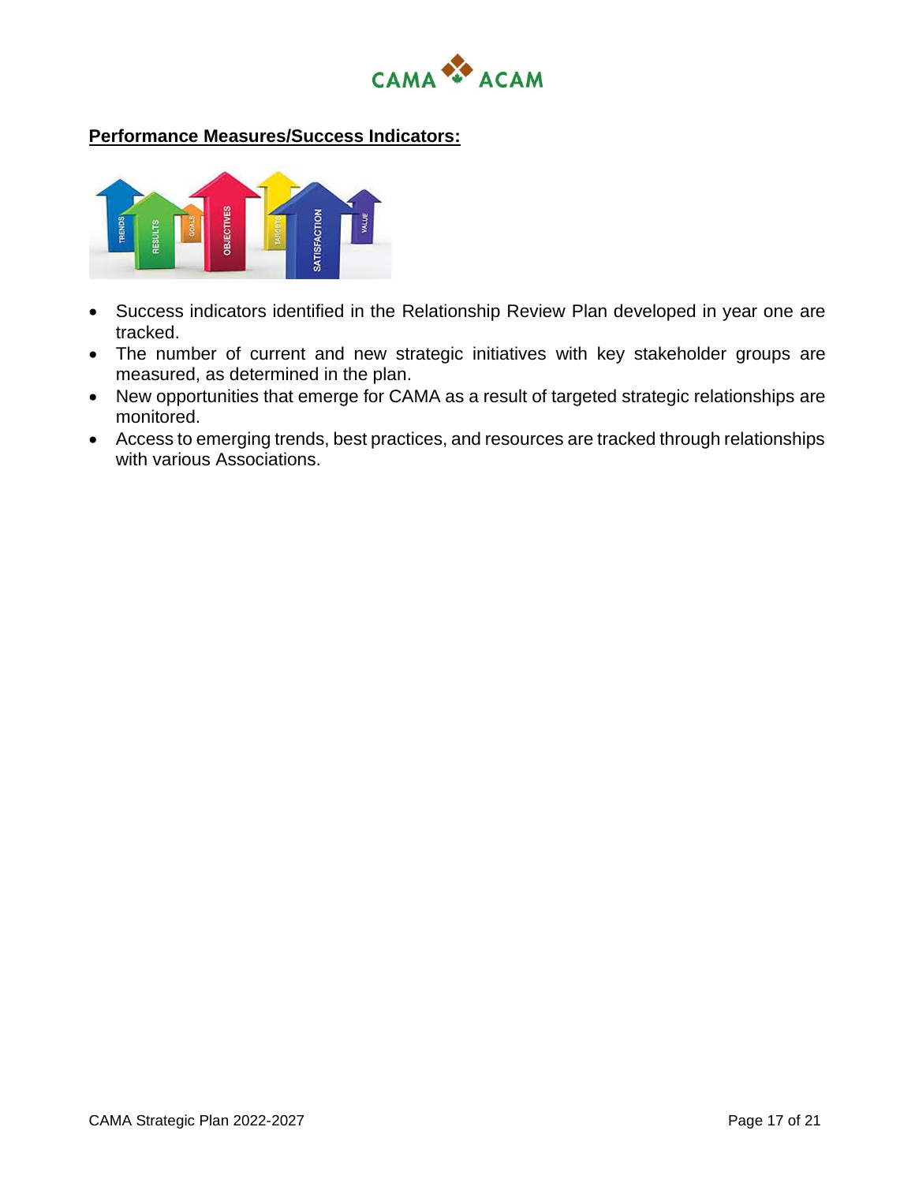**Performance Measures/Success Indicators:**

- Success indicators identified in the Relationship Review Plan developed in year one are tracked.
- The number of current and new strategic initiatives with key stakeholder groups are measured, as determined in the plan.
- New opportunities that emerge for CAMA as a result of targeted strategic relationships are monitored.
- Access to emerging trends, best practices, and resources are tracked through relationships with various Associations.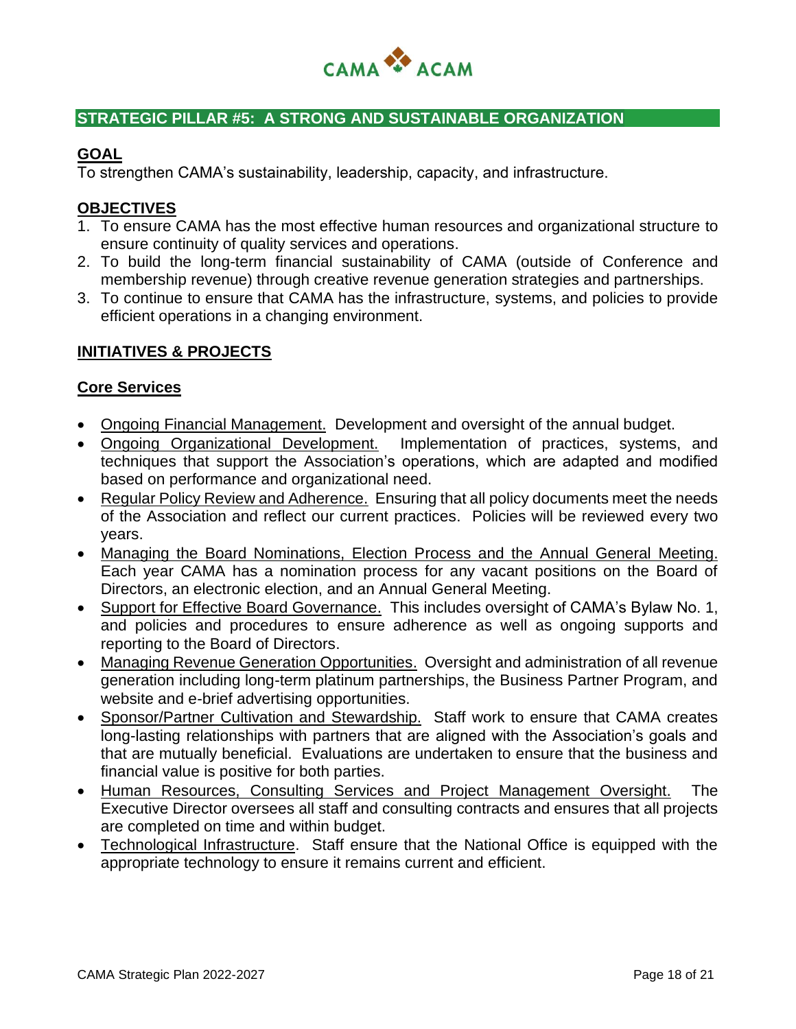## STRATEGIC PILLAR #5: A STRONG AND SUSTAINABLE ORGANIZATION

### GOAL

To strengthen CAMA's sustainability, leadership, capacity, and infrastructure.

### OBJECTIVES

1. To ensure CAMA has the most effective human resources and organizational structure to ensure continuity of quality services and operations.
2. To build the long-term financial sustainability of CAMA (outside of Conference and membership revenue) through creative revenue generation strategies and partnerships.
3. To continue to ensure that CAMA has the infrastructure, systems, and policies to provide efficient operations in a changing environment.

### INITIATIVES & PROJECTS

#### Core Services

- Ongoing Financial Management. Development and oversight of the annual budget.
- Ongoing Organizational Development. Implementation of practices, systems, and techniques that support the Association's operations, which are adapted and modified based on performance and organizational need.
- Regular Policy Review and Adherence. Ensuring that all policy documents meet the needs of the Association and reflect our current practices. Policies will be reviewed every two years.
- Managing the Board Nominations, Election Process and the Annual General Meeting. Each year CAMA has a nomination process for any vacant positions on the Board of Directors, an electronic election, and an Annual General Meeting.
- Support for Effective Board Governance. This includes oversight of CAMA's Bylaw No. 1, and policies and procedures to ensure adherence as well as ongoing supports and reporting to the Board of Directors.
- Managing Revenue Generation Opportunities. Oversight and administration of all revenue generation including long-term platinum partnerships, the Business Partner Program, and website and e-brief advertising opportunities.
- Sponsor/Partner Cultivation and Stewardship. Staff work to ensure that CAMA creates long-lasting relationships with partners that are aligned with the Association's goals and that are mutually beneficial. Evaluations are undertaken to ensure that the business and financial value is positive for both parties.
- Human Resources, Consulting Services and Project Management Oversight. The Executive Director oversees all staff and consulting contracts and ensures that all projects are completed on time and within budget.
- Technological Infrastructure. Staff ensure that the National Office is equipped with the appropriate technology to ensure it remains current and efficient.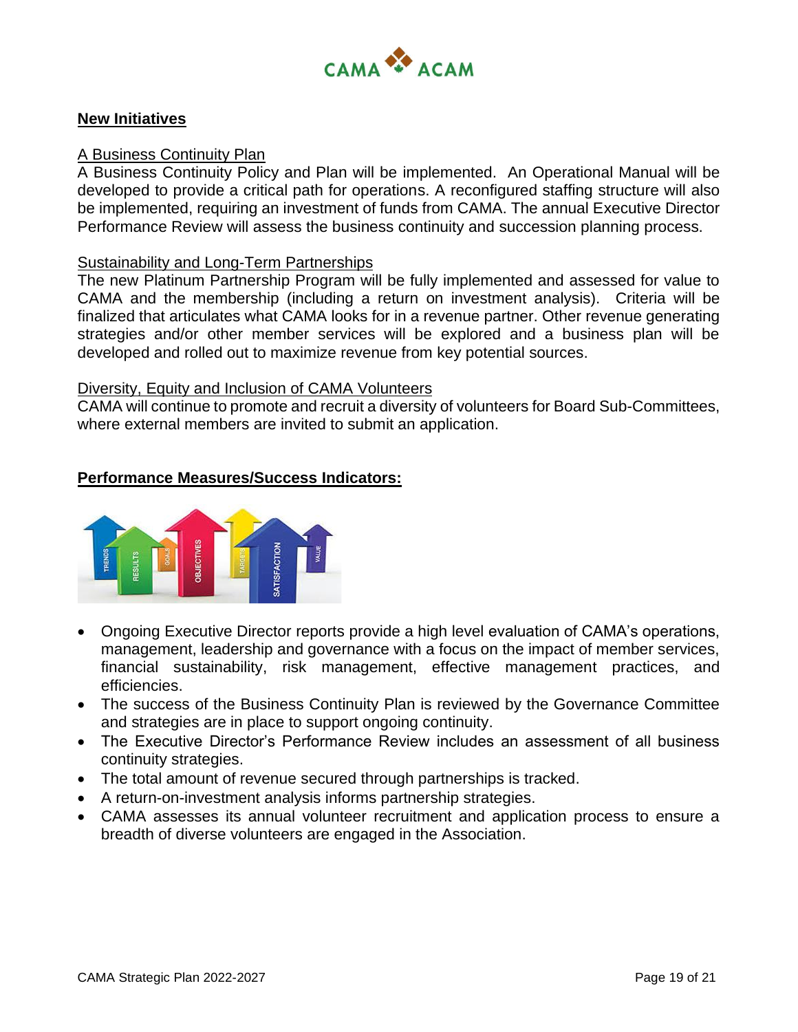## New Initiatives

A Business Continuity Plan

A Business Continuity Policy and Plan will be implemented. An Operational Manual will be developed to provide a critical path for operations. A reconfigured staffing structure will also be implemented, requiring an investment of funds from CAMA. The annual Executive Director Performance Review will assess the business continuity and succession planning process.

Sustainability and Long-Term Partnerships

The new Platinum Partnership Program will be fully implemented and assessed for value to CAMA and the membership (including a return on investment analysis). Criteria will be finalized that articulates what CAMA looks for in a revenue partner. Other revenue generating strategies and/or other member services will be explored and a business plan will be developed and rolled out to maximize revenue from key potential sources.

Diversity, Equity and Inclusion of CAMA Volunteers

CAMA will continue to promote and recruit a diversity of volunteers for Board Sub-Committees, where external members are invited to submit an application.

## Performance Measures/Success Indicators:

- Ongoing Executive Director reports provide a high level evaluation of CAMA's operations, management, leadership and governance with a focus on the impact of member services, financial sustainability, risk management, effective management practices, and efficiencies.
- The success of the Business Continuity Plan is reviewed by the Governance Committee and strategies are in place to support ongoing continuity.
- The Executive Director's Performance Review includes an assessment of all business continuity strategies.
- The total amount of revenue secured through partnerships is tracked.
- A return-on-investment analysis informs partnership strategies.
- CAMA assesses its annual volunteer recruitment and application process to ensure a breadth of diverse volunteers are engaged in the Association.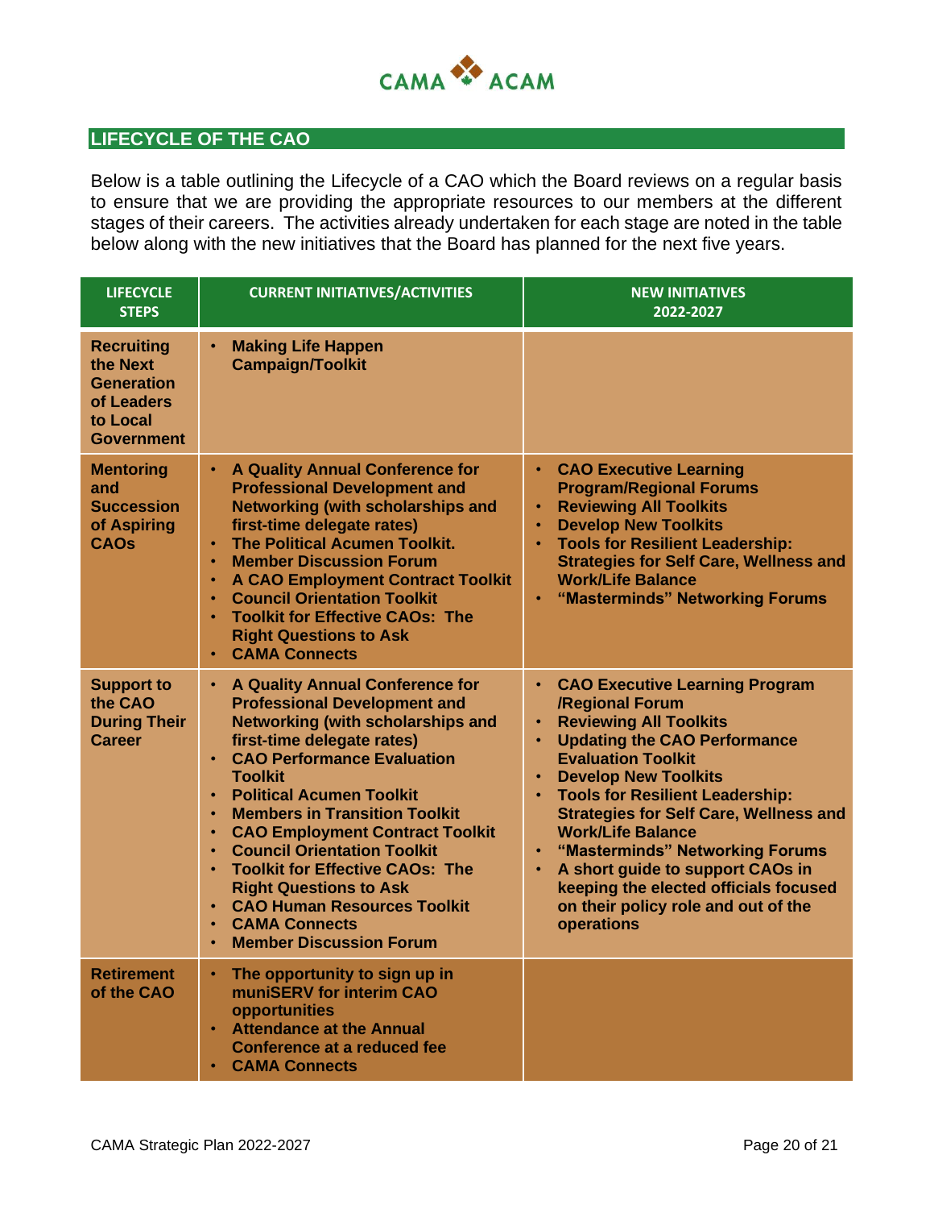## LIFECYCLE OF THE CAO

Below is a table outlining the Lifecycle of a CAO which the Board reviews on a regular basis to ensure that we are providing the appropriate resources to our members at the different stages of their careers. The activities already undertaken for each stage are noted in the table below along with the new initiatives that the Board has planned for the next five years.

| LIFECYCLE STEPS | CURRENT INITIATIVES/ACTIVITIES | NEW INITIATIVES 2022-2027 |
|---|---|---|
| **Recruiting the Next Generation of Leaders to Local Government** | • **Making Life Happen Campaign/Toolkit** | |
| **Mentoring and Succession of Aspiring CAOs** | • **A Quality Annual Conference for Professional Development and Networking (with scholarships and first-time delegate rates)**<br>• **The Political Acumen Toolkit.**<br>• **Member Discussion Forum**<br>• **A CAO Employment Contract Toolkit**<br>• **Council Orientation Toolkit**<br>• **Toolkit for Effective CAOs: The Right Questions to Ask**<br>• **CAMA Connects** | • **CAO Executive Learning Program/Regional Forums**<br>• **Reviewing All Toolkits**<br>• **Develop New Toolkits**<br>• **Tools for Resilient Leadership: Strategies for Self Care, Wellness and Work/Life Balance**<br>• **"Masterminds" Networking Forums** |
| **Support to the CAO During Their Career** | • **A Quality Annual Conference for Professional Development and Networking (with scholarships and first-time delegate rates)**<br>• **CAO Performance Evaluation Toolkit**<br>• **Political Acumen Toolkit**<br>• **Members in Transition Toolkit**<br>• **CAO Employment Contract Toolkit**<br>• **Council Orientation Toolkit**<br>• **Toolkit for Effective CAOs: The Right Questions to Ask**<br>• **CAO Human Resources Toolkit**<br>• **CAMA Connects**<br>• **Member Discussion Forum** | • **CAO Executive Learning Program /Regional Forum**<br>• **Reviewing All Toolkits**<br>• **Updating the CAO Performance Evaluation Toolkit**<br>• **Develop New Toolkits**<br>• **Tools for Resilient Leadership: Strategies for Self Care, Wellness and Work/Life Balance**<br>• **"Masterminds" Networking Forums**<br>• **A short guide to support CAOs in keeping the elected officials focused on their policy role and out of the operations** |
| **Retirement of the CAO** | • **The opportunity to sign up in muniSERV for interim CAO opportunities**<br>• **Attendance at the Annual Conference at a reduced fee**<br>• **CAMA Connects** | |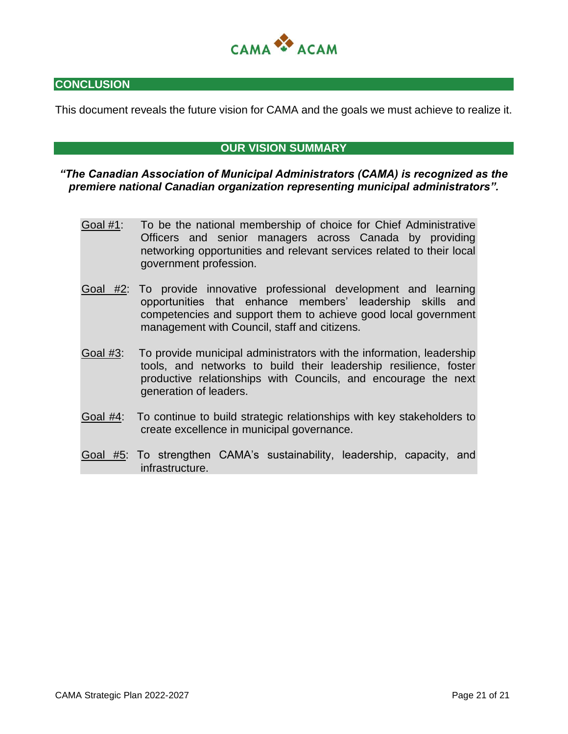## CONCLUSION

This document reveals the future vision for CAMA and the goals we must achieve to realize it.

## OUR VISION SUMMARY

***"The Canadian Association of Municipal Administrators (CAMA) is recognized as the premiere national Canadian organization representing municipal administrators".***

Goal #1: To be the national membership of choice for Chief Administrative Officers and senior managers across Canada by providing networking opportunities and relevant services related to their local government profession.

Goal #2: To provide innovative professional development and learning opportunities that enhance members' leadership skills and competencies and support them to achieve good local government management with Council, staff and citizens.

Goal #3: To provide municipal administrators with the information, leadership tools, and networks to build their leadership resilience, foster productive relationships with Councils, and encourage the next generation of leaders.

Goal #4: To continue to build strategic relationships with key stakeholders to create excellence in municipal governance.

Goal #5: To strengthen CAMA's sustainability, leadership, capacity, and infrastructure.